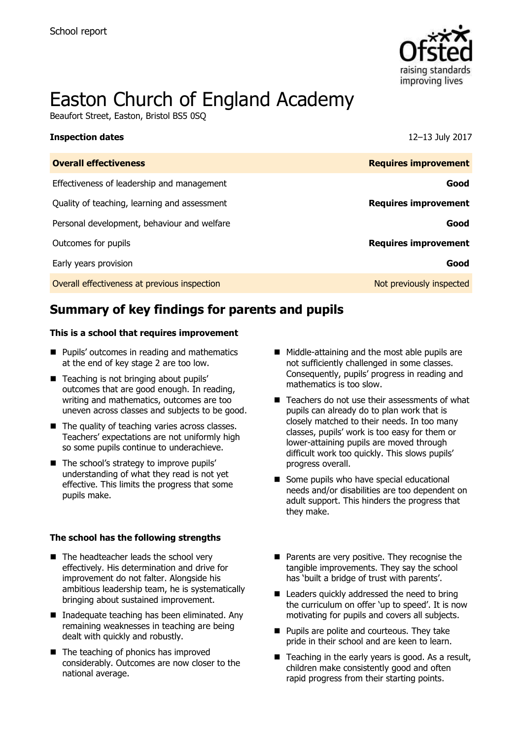School report

# Easton Church of England Academy

Beaufort Street, Easton, Bristol BS5 0SQ

**Inspection dates** 12–13 July 2017

| **Overall effectiveness** | **Requires improvement** |
|---|---|
| Effectiveness of leadership and management | **Good** |
| Quality of teaching, learning and assessment | **Requires improvement** |
| Personal development, behaviour and welfare | **Good** |
| Outcomes for pupils | **Requires improvement** |
| Early years provision | **Good** |
| Overall effectiveness at previous inspection | Not previously inspected |

## Summary of key findings for parents and pupils

**This is a school that requires improvement**

- Pupils' outcomes in reading and mathematics at the end of key stage 2 are too low.
- Teaching is not bringing about pupils' outcomes that are good enough. In reading, writing and mathematics, outcomes are too uneven across classes and subjects to be good.
- The quality of teaching varies across classes. Teachers' expectations are not uniformly high so some pupils continue to underachieve.
- The school's strategy to improve pupils' understanding of what they read is not yet effective. This limits the progress that some pupils make.
- Middle-attaining and the most able pupils are not sufficiently challenged in some classes. Consequently, pupils' progress in reading and mathematics is too slow.
- Teachers do not use their assessments of what pupils can already do to plan work that is closely matched to their needs. In too many classes, pupils' work is too easy for them or lower-attaining pupils are moved through difficult work too quickly. This slows pupils' progress overall.
- Some pupils who have special educational needs and/or disabilities are too dependent on adult support. This hinders the progress that they make.

**The school has the following strengths**

- The headteacher leads the school very effectively. His determination and drive for improvement do not falter. Alongside his ambitious leadership team, he is systematically bringing about sustained improvement.
- Inadequate teaching has been eliminated. Any remaining weaknesses in teaching are being dealt with quickly and robustly.
- The teaching of phonics has improved considerably. Outcomes are now closer to the national average.
- Parents are very positive. They recognise the tangible improvements. They say the school has 'built a bridge of trust with parents'.
- Leaders quickly addressed the need to bring the curriculum on offer 'up to speed'. It is now motivating for pupils and covers all subjects.
- Pupils are polite and courteous. They take pride in their school and are keen to learn.
- Teaching in the early years is good. As a result, children make consistently good and often rapid progress from their starting points.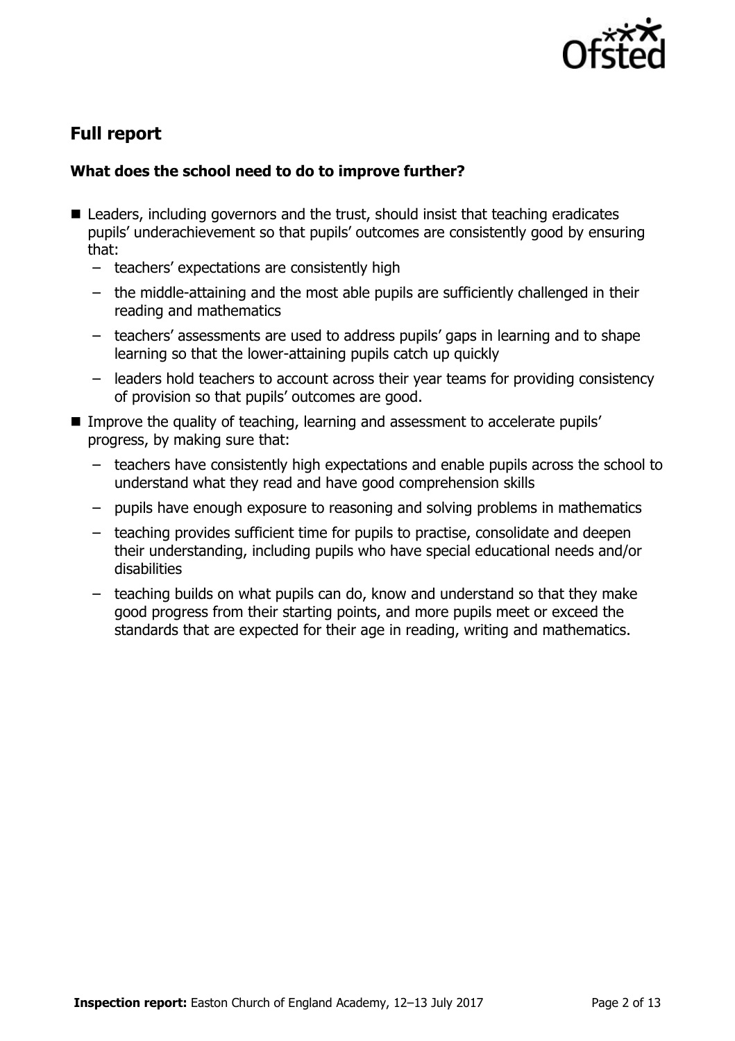## Full report

### What does the school need to do to improve further?

- Leaders, including governors and the trust, should insist that teaching eradicates pupils' underachievement so that pupils' outcomes are consistently good by ensuring that:
  - teachers' expectations are consistently high
  - the middle-attaining and the most able pupils are sufficiently challenged in their reading and mathematics
  - teachers' assessments are used to address pupils' gaps in learning and to shape learning so that the lower-attaining pupils catch up quickly
  - leaders hold teachers to account across their year teams for providing consistency of provision so that pupils' outcomes are good.
- Improve the quality of teaching, learning and assessment to accelerate pupils' progress, by making sure that:
  - teachers have consistently high expectations and enable pupils across the school to understand what they read and have good comprehension skills
  - pupils have enough exposure to reasoning and solving problems in mathematics
  - teaching provides sufficient time for pupils to practise, consolidate and deepen their understanding, including pupils who have special educational needs and/or disabilities
  - teaching builds on what pupils can do, know and understand so that they make good progress from their starting points, and more pupils meet or exceed the standards that are expected for their age in reading, writing and mathematics.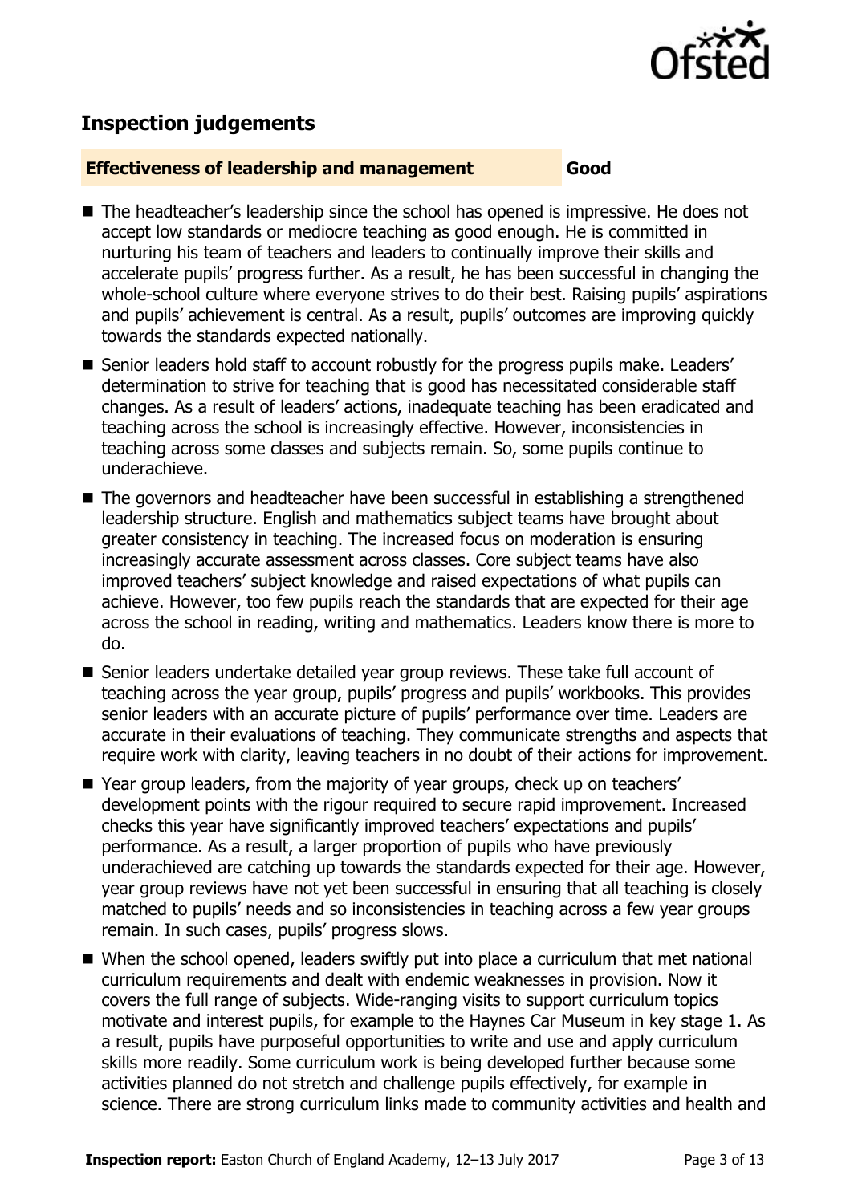## Inspection judgements

| Effectiveness of leadership and management | Good |
|---|---|

- The headteacher's leadership since the school has opened is impressive. He does not accept low standards or mediocre teaching as good enough. He is committed in nurturing his team of teachers and leaders to continually improve their skills and accelerate pupils' progress further. As a result, he has been successful in changing the whole-school culture where everyone strives to do their best. Raising pupils' aspirations and pupils' achievement is central. As a result, pupils' outcomes are improving quickly towards the standards expected nationally.
- Senior leaders hold staff to account robustly for the progress pupils make. Leaders' determination to strive for teaching that is good has necessitated considerable staff changes. As a result of leaders' actions, inadequate teaching has been eradicated and teaching across the school is increasingly effective. However, inconsistencies in teaching across some classes and subjects remain. So, some pupils continue to underachieve.
- The governors and headteacher have been successful in establishing a strengthened leadership structure. English and mathematics subject teams have brought about greater consistency in teaching. The increased focus on moderation is ensuring increasingly accurate assessment across classes. Core subject teams have also improved teachers' subject knowledge and raised expectations of what pupils can achieve. However, too few pupils reach the standards that are expected for their age across the school in reading, writing and mathematics. Leaders know there is more to do.
- Senior leaders undertake detailed year group reviews. These take full account of teaching across the year group, pupils' progress and pupils' workbooks. This provides senior leaders with an accurate picture of pupils' performance over time. Leaders are accurate in their evaluations of teaching. They communicate strengths and aspects that require work with clarity, leaving teachers in no doubt of their actions for improvement.
- Year group leaders, from the majority of year groups, check up on teachers' development points with the rigour required to secure rapid improvement. Increased checks this year have significantly improved teachers' expectations and pupils' performance. As a result, a larger proportion of pupils who have previously underachieved are catching up towards the standards expected for their age. However, year group reviews have not yet been successful in ensuring that all teaching is closely matched to pupils' needs and so inconsistencies in teaching across a few year groups remain. In such cases, pupils' progress slows.
- When the school opened, leaders swiftly put into place a curriculum that met national curriculum requirements and dealt with endemic weaknesses in provision. Now it covers the full range of subjects. Wide-ranging visits to support curriculum topics motivate and interest pupils, for example to the Haynes Car Museum in key stage 1. As a result, pupils have purposeful opportunities to write and use and apply curriculum skills more readily. Some curriculum work is being developed further because some activities planned do not stretch and challenge pupils effectively, for example in science. There are strong curriculum links made to community activities and health and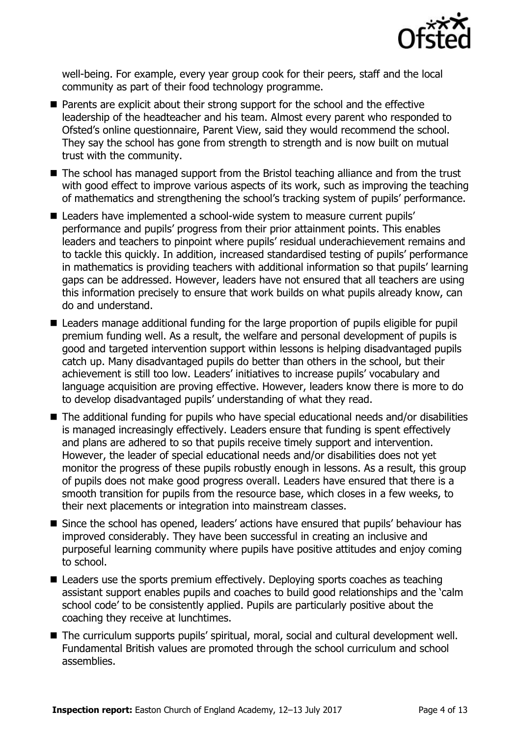well-being. For example, every year group cook for their peers, staff and the local community as part of their food technology programme.

- Parents are explicit about their strong support for the school and the effective leadership of the headteacher and his team. Almost every parent who responded to Ofsted's online questionnaire, Parent View, said they would recommend the school. They say the school has gone from strength to strength and is now built on mutual trust with the community.
- The school has managed support from the Bristol teaching alliance and from the trust with good effect to improve various aspects of its work, such as improving the teaching of mathematics and strengthening the school's tracking system of pupils' performance.
- Leaders have implemented a school-wide system to measure current pupils' performance and pupils' progress from their prior attainment points. This enables leaders and teachers to pinpoint where pupils' residual underachievement remains and to tackle this quickly. In addition, increased standardised testing of pupils' performance in mathematics is providing teachers with additional information so that pupils' learning gaps can be addressed. However, leaders have not ensured that all teachers are using this information precisely to ensure that work builds on what pupils already know, can do and understand.
- Leaders manage additional funding for the large proportion of pupils eligible for pupil premium funding well. As a result, the welfare and personal development of pupils is good and targeted intervention support within lessons is helping disadvantaged pupils catch up. Many disadvantaged pupils do better than others in the school, but their achievement is still too low. Leaders' initiatives to increase pupils' vocabulary and language acquisition are proving effective. However, leaders know there is more to do to develop disadvantaged pupils' understanding of what they read.
- The additional funding for pupils who have special educational needs and/or disabilities is managed increasingly effectively. Leaders ensure that funding is spent effectively and plans are adhered to so that pupils receive timely support and intervention. However, the leader of special educational needs and/or disabilities does not yet monitor the progress of these pupils robustly enough in lessons. As a result, this group of pupils does not make good progress overall. Leaders have ensured that there is a smooth transition for pupils from the resource base, which closes in a few weeks, to their next placements or integration into mainstream classes.
- Since the school has opened, leaders' actions have ensured that pupils' behaviour has improved considerably. They have been successful in creating an inclusive and purposeful learning community where pupils have positive attitudes and enjoy coming to school.
- Leaders use the sports premium effectively. Deploying sports coaches as teaching assistant support enables pupils and coaches to build good relationships and the 'calm school code' to be consistently applied. Pupils are particularly positive about the coaching they receive at lunchtimes.
- The curriculum supports pupils' spiritual, moral, social and cultural development well. Fundamental British values are promoted through the school curriculum and school assemblies.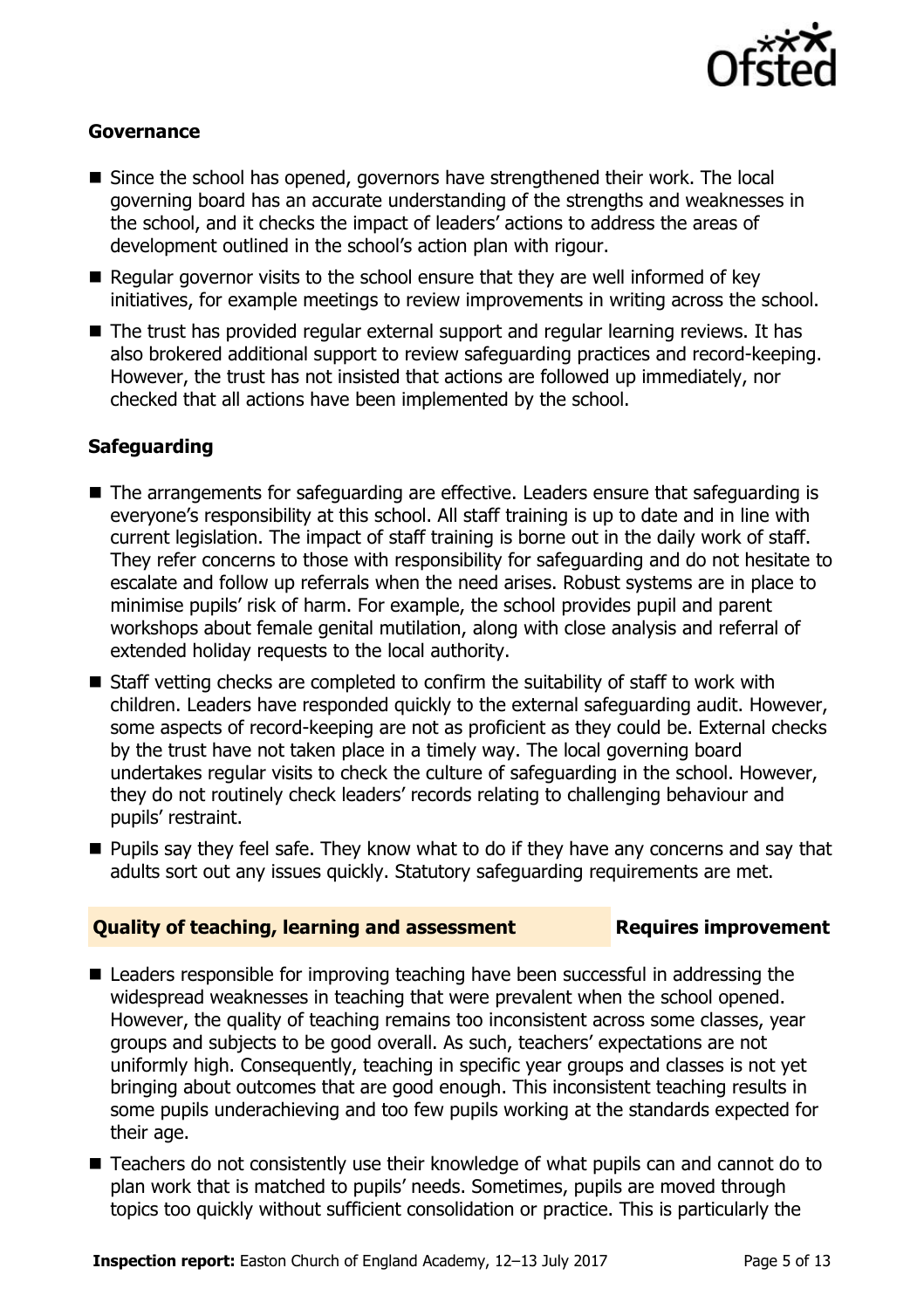### Governance

- Since the school has opened, governors have strengthened their work. The local governing board has an accurate understanding of the strengths and weaknesses in the school, and it checks the impact of leaders' actions to address the areas of development outlined in the school's action plan with rigour.
- Regular governor visits to the school ensure that they are well informed of key initiatives, for example meetings to review improvements in writing across the school.
- The trust has provided regular external support and regular learning reviews. It has also brokered additional support to review safeguarding practices and record-keeping. However, the trust has not insisted that actions are followed up immediately, nor checked that all actions have been implemented by the school.

### Safeguarding

- The arrangements for safeguarding are effective. Leaders ensure that safeguarding is everyone's responsibility at this school. All staff training is up to date and in line with current legislation. The impact of staff training is borne out in the daily work of staff. They refer concerns to those with responsibility for safeguarding and do not hesitate to escalate and follow up referrals when the need arises. Robust systems are in place to minimise pupils' risk of harm. For example, the school provides pupil and parent workshops about female genital mutilation, along with close analysis and referral of extended holiday requests to the local authority.
- Staff vetting checks are completed to confirm the suitability of staff to work with children. Leaders have responded quickly to the external safeguarding audit. However, some aspects of record-keeping are not as proficient as they could be. External checks by the trust have not taken place in a timely way. The local governing board undertakes regular visits to check the culture of safeguarding in the school. However, they do not routinely check leaders' records relating to challenging behaviour and pupils' restraint.
- Pupils say they feel safe. They know what to do if they have any concerns and say that adults sort out any issues quickly. Statutory safeguarding requirements are met.

## Quality of teaching, learning and assessment — Requires improvement

- Leaders responsible for improving teaching have been successful in addressing the widespread weaknesses in teaching that were prevalent when the school opened. However, the quality of teaching remains too inconsistent across some classes, year groups and subjects to be good overall. As such, teachers' expectations are not uniformly high. Consequently, teaching in specific year groups and classes is not yet bringing about outcomes that are good enough. This inconsistent teaching results in some pupils underachieving and too few pupils working at the standards expected for their age.
- Teachers do not consistently use their knowledge of what pupils can and cannot do to plan work that is matched to pupils' needs. Sometimes, pupils are moved through topics too quickly without sufficient consolidation or practice. This is particularly the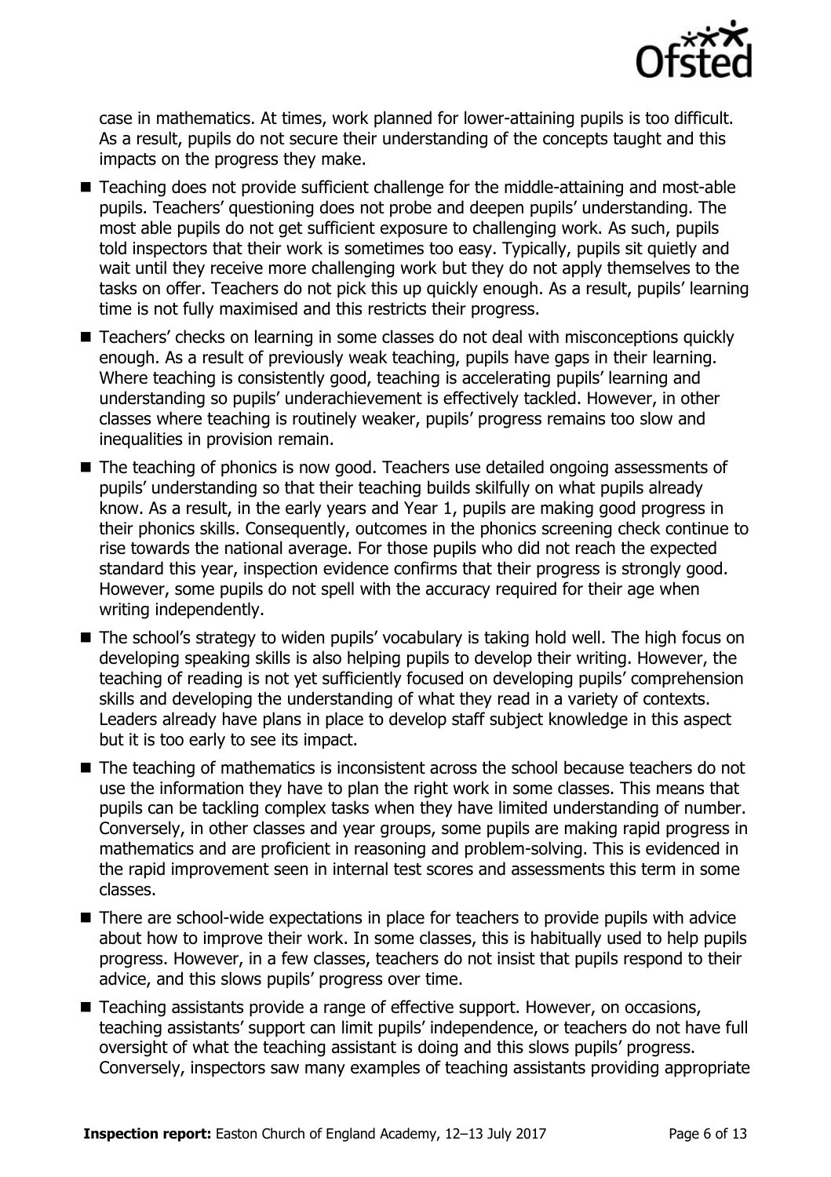case in mathematics. At times, work planned for lower-attaining pupils is too difficult. As a result, pupils do not secure their understanding of the concepts taught and this impacts on the progress they make.

- Teaching does not provide sufficient challenge for the middle-attaining and most-able pupils. Teachers' questioning does not probe and deepen pupils' understanding. The most able pupils do not get sufficient exposure to challenging work. As such, pupils told inspectors that their work is sometimes too easy. Typically, pupils sit quietly and wait until they receive more challenging work but they do not apply themselves to the tasks on offer. Teachers do not pick this up quickly enough. As a result, pupils' learning time is not fully maximised and this restricts their progress.
- Teachers' checks on learning in some classes do not deal with misconceptions quickly enough. As a result of previously weak teaching, pupils have gaps in their learning. Where teaching is consistently good, teaching is accelerating pupils' learning and understanding so pupils' underachievement is effectively tackled. However, in other classes where teaching is routinely weaker, pupils' progress remains too slow and inequalities in provision remain.
- The teaching of phonics is now good. Teachers use detailed ongoing assessments of pupils' understanding so that their teaching builds skilfully on what pupils already know. As a result, in the early years and Year 1, pupils are making good progress in their phonics skills. Consequently, outcomes in the phonics screening check continue to rise towards the national average. For those pupils who did not reach the expected standard this year, inspection evidence confirms that their progress is strongly good. However, some pupils do not spell with the accuracy required for their age when writing independently.
- The school's strategy to widen pupils' vocabulary is taking hold well. The high focus on developing speaking skills is also helping pupils to develop their writing. However, the teaching of reading is not yet sufficiently focused on developing pupils' comprehension skills and developing the understanding of what they read in a variety of contexts. Leaders already have plans in place to develop staff subject knowledge in this aspect but it is too early to see its impact.
- The teaching of mathematics is inconsistent across the school because teachers do not use the information they have to plan the right work in some classes. This means that pupils can be tackling complex tasks when they have limited understanding of number. Conversely, in other classes and year groups, some pupils are making rapid progress in mathematics and are proficient in reasoning and problem-solving. This is evidenced in the rapid improvement seen in internal test scores and assessments this term in some classes.
- There are school-wide expectations in place for teachers to provide pupils with advice about how to improve their work. In some classes, this is habitually used to help pupils progress. However, in a few classes, teachers do not insist that pupils respond to their advice, and this slows pupils' progress over time.
- Teaching assistants provide a range of effective support. However, on occasions, teaching assistants' support can limit pupils' independence, or teachers do not have full oversight of what the teaching assistant is doing and this slows pupils' progress. Conversely, inspectors saw many examples of teaching assistants providing appropriate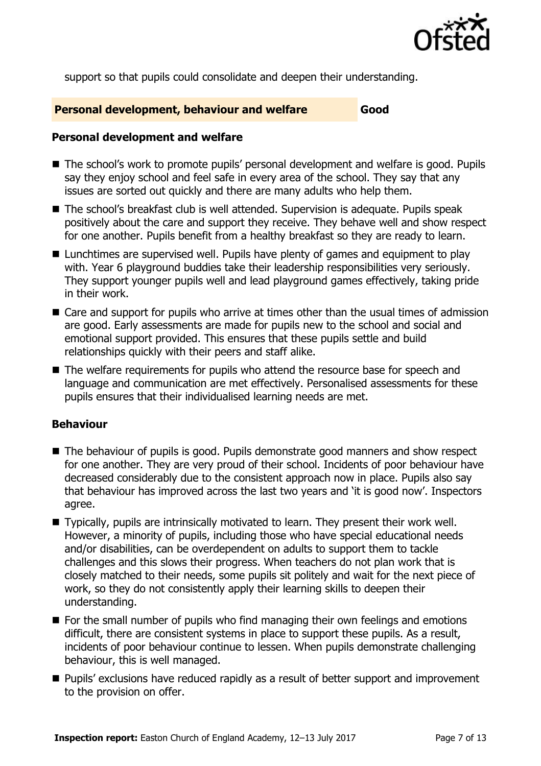support so that pupils could consolidate and deepen their understanding.

## Personal development, behaviour and welfare — Good

### Personal development and welfare

- The school's work to promote pupils' personal development and welfare is good. Pupils say they enjoy school and feel safe in every area of the school. They say that any issues are sorted out quickly and there are many adults who help them.
- The school's breakfast club is well attended. Supervision is adequate. Pupils speak positively about the care and support they receive. They behave well and show respect for one another. Pupils benefit from a healthy breakfast so they are ready to learn.
- Lunchtimes are supervised well. Pupils have plenty of games and equipment to play with. Year 6 playground buddies take their leadership responsibilities very seriously. They support younger pupils well and lead playground games effectively, taking pride in their work.
- Care and support for pupils who arrive at times other than the usual times of admission are good. Early assessments are made for pupils new to the school and social and emotional support provided. This ensures that these pupils settle and build relationships quickly with their peers and staff alike.
- The welfare requirements for pupils who attend the resource base for speech and language and communication are met effectively. Personalised assessments for these pupils ensures that their individualised learning needs are met.

### Behaviour

- The behaviour of pupils is good. Pupils demonstrate good manners and show respect for one another. They are very proud of their school. Incidents of poor behaviour have decreased considerably due to the consistent approach now in place. Pupils also say that behaviour has improved across the last two years and 'it is good now'. Inspectors agree.
- Typically, pupils are intrinsically motivated to learn. They present their work well. However, a minority of pupils, including those who have special educational needs and/or disabilities, can be overdependent on adults to support them to tackle challenges and this slows their progress. When teachers do not plan work that is closely matched to their needs, some pupils sit politely and wait for the next piece of work, so they do not consistently apply their learning skills to deepen their understanding.
- For the small number of pupils who find managing their own feelings and emotions difficult, there are consistent systems in place to support these pupils. As a result, incidents of poor behaviour continue to lessen. When pupils demonstrate challenging behaviour, this is well managed.
- Pupils' exclusions have reduced rapidly as a result of better support and improvement to the provision on offer.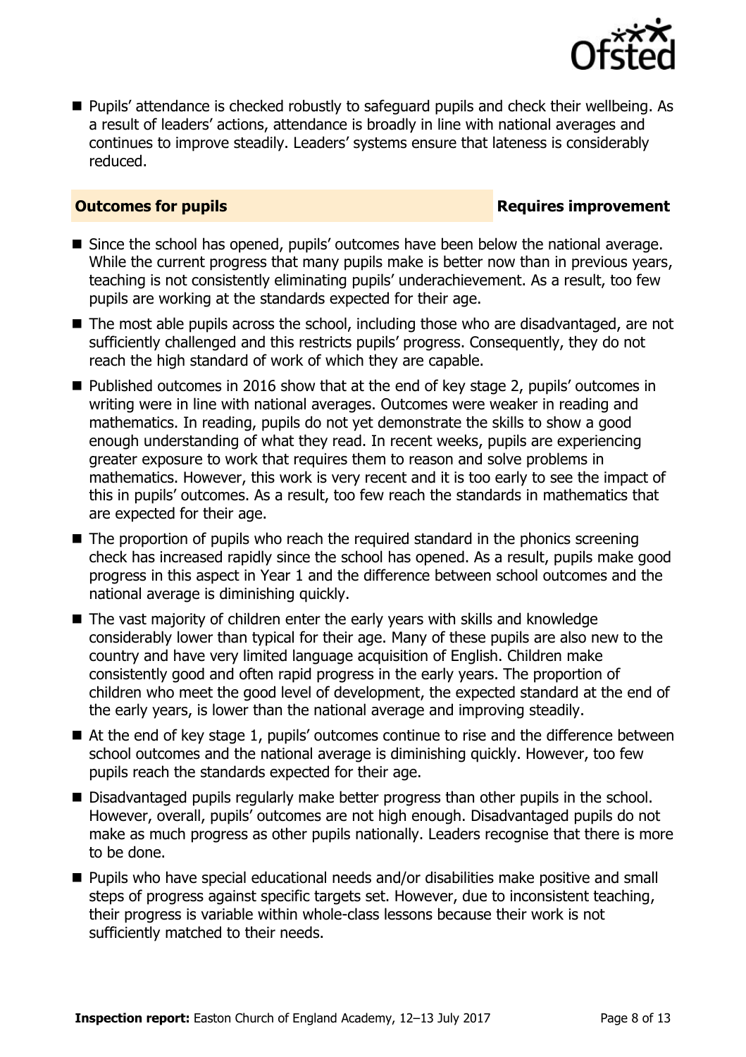- Pupils' attendance is checked robustly to safeguard pupils and check their wellbeing. As a result of leaders' actions, attendance is broadly in line with national averages and continues to improve steadily. Leaders' systems ensure that lateness is considerably reduced.

## Outcomes for pupils — Requires improvement

- Since the school has opened, pupils' outcomes have been below the national average. While the current progress that many pupils make is better now than in previous years, teaching is not consistently eliminating pupils' underachievement. As a result, too few pupils are working at the standards expected for their age.
- The most able pupils across the school, including those who are disadvantaged, are not sufficiently challenged and this restricts pupils' progress. Consequently, they do not reach the high standard of work of which they are capable.
- Published outcomes in 2016 show that at the end of key stage 2, pupils' outcomes in writing were in line with national averages. Outcomes were weaker in reading and mathematics. In reading, pupils do not yet demonstrate the skills to show a good enough understanding of what they read. In recent weeks, pupils are experiencing greater exposure to work that requires them to reason and solve problems in mathematics. However, this work is very recent and it is too early to see the impact of this in pupils' outcomes. As a result, too few reach the standards in mathematics that are expected for their age.
- The proportion of pupils who reach the required standard in the phonics screening check has increased rapidly since the school has opened. As a result, pupils make good progress in this aspect in Year 1 and the difference between school outcomes and the national average is diminishing quickly.
- The vast majority of children enter the early years with skills and knowledge considerably lower than typical for their age. Many of these pupils are also new to the country and have very limited language acquisition of English. Children make consistently good and often rapid progress in the early years. The proportion of children who meet the good level of development, the expected standard at the end of the early years, is lower than the national average and improving steadily.
- At the end of key stage 1, pupils' outcomes continue to rise and the difference between school outcomes and the national average is diminishing quickly. However, too few pupils reach the standards expected for their age.
- Disadvantaged pupils regularly make better progress than other pupils in the school. However, overall, pupils' outcomes are not high enough. Disadvantaged pupils do not make as much progress as other pupils nationally. Leaders recognise that there is more to be done.
- Pupils who have special educational needs and/or disabilities make positive and small steps of progress against specific targets set. However, due to inconsistent teaching, their progress is variable within whole-class lessons because their work is not sufficiently matched to their needs.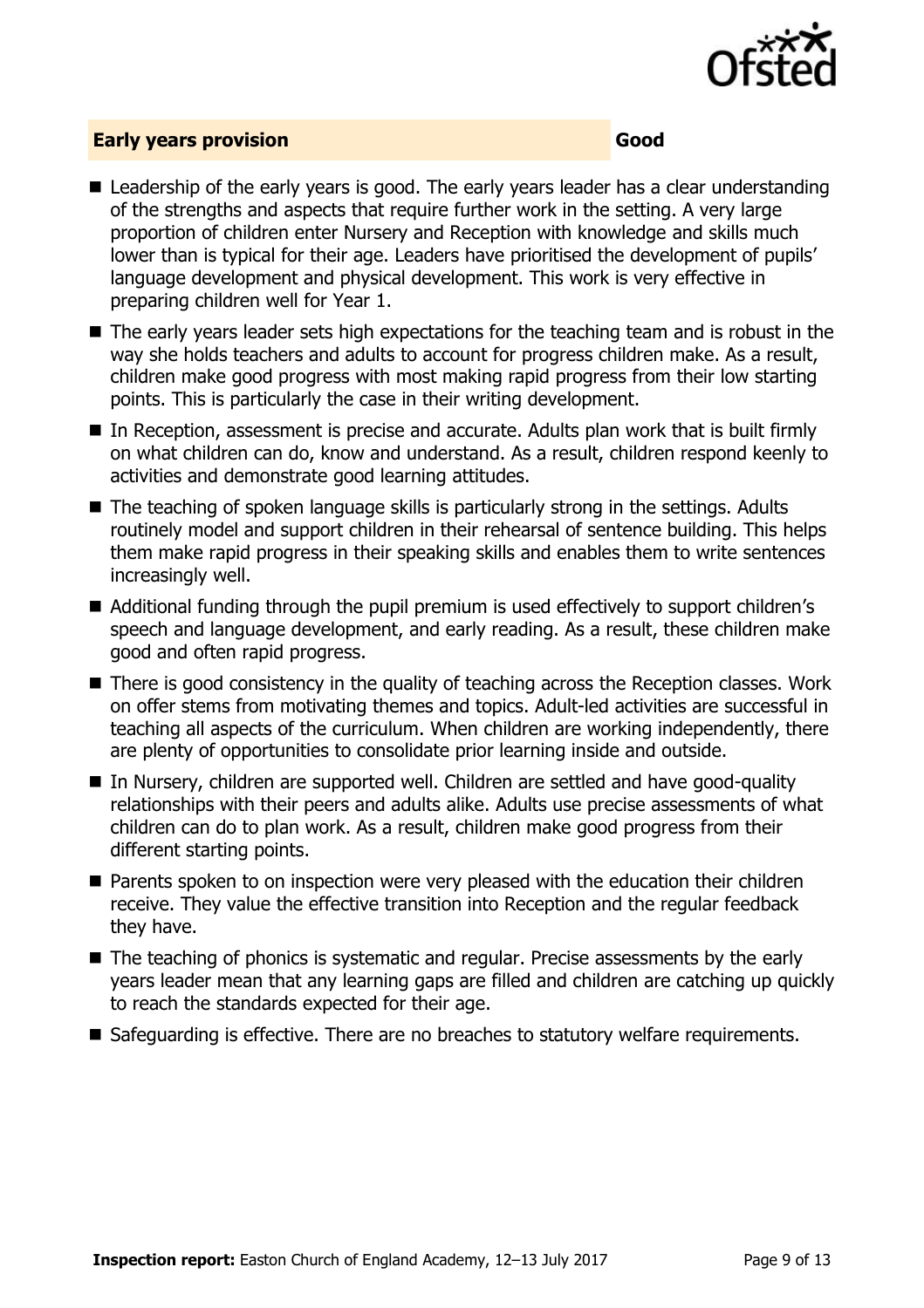**Early years provision** **Good**

- Leadership of the early years is good. The early years leader has a clear understanding of the strengths and aspects that require further work in the setting. A very large proportion of children enter Nursery and Reception with knowledge and skills much lower than is typical for their age. Leaders have prioritised the development of pupils' language development and physical development. This work is very effective in preparing children well for Year 1.
- The early years leader sets high expectations for the teaching team and is robust in the way she holds teachers and adults to account for progress children make. As a result, children make good progress with most making rapid progress from their low starting points. This is particularly the case in their writing development.
- In Reception, assessment is precise and accurate. Adults plan work that is built firmly on what children can do, know and understand. As a result, children respond keenly to activities and demonstrate good learning attitudes.
- The teaching of spoken language skills is particularly strong in the settings. Adults routinely model and support children in their rehearsal of sentence building. This helps them make rapid progress in their speaking skills and enables them to write sentences increasingly well.
- Additional funding through the pupil premium is used effectively to support children's speech and language development, and early reading. As a result, these children make good and often rapid progress.
- There is good consistency in the quality of teaching across the Reception classes. Work on offer stems from motivating themes and topics. Adult-led activities are successful in teaching all aspects of the curriculum. When children are working independently, there are plenty of opportunities to consolidate prior learning inside and outside.
- In Nursery, children are supported well. Children are settled and have good-quality relationships with their peers and adults alike. Adults use precise assessments of what children can do to plan work. As a result, children make good progress from their different starting points.
- Parents spoken to on inspection were very pleased with the education their children receive. They value the effective transition into Reception and the regular feedback they have.
- The teaching of phonics is systematic and regular. Precise assessments by the early years leader mean that any learning gaps are filled and children are catching up quickly to reach the standards expected for their age.
- Safeguarding is effective. There are no breaches to statutory welfare requirements.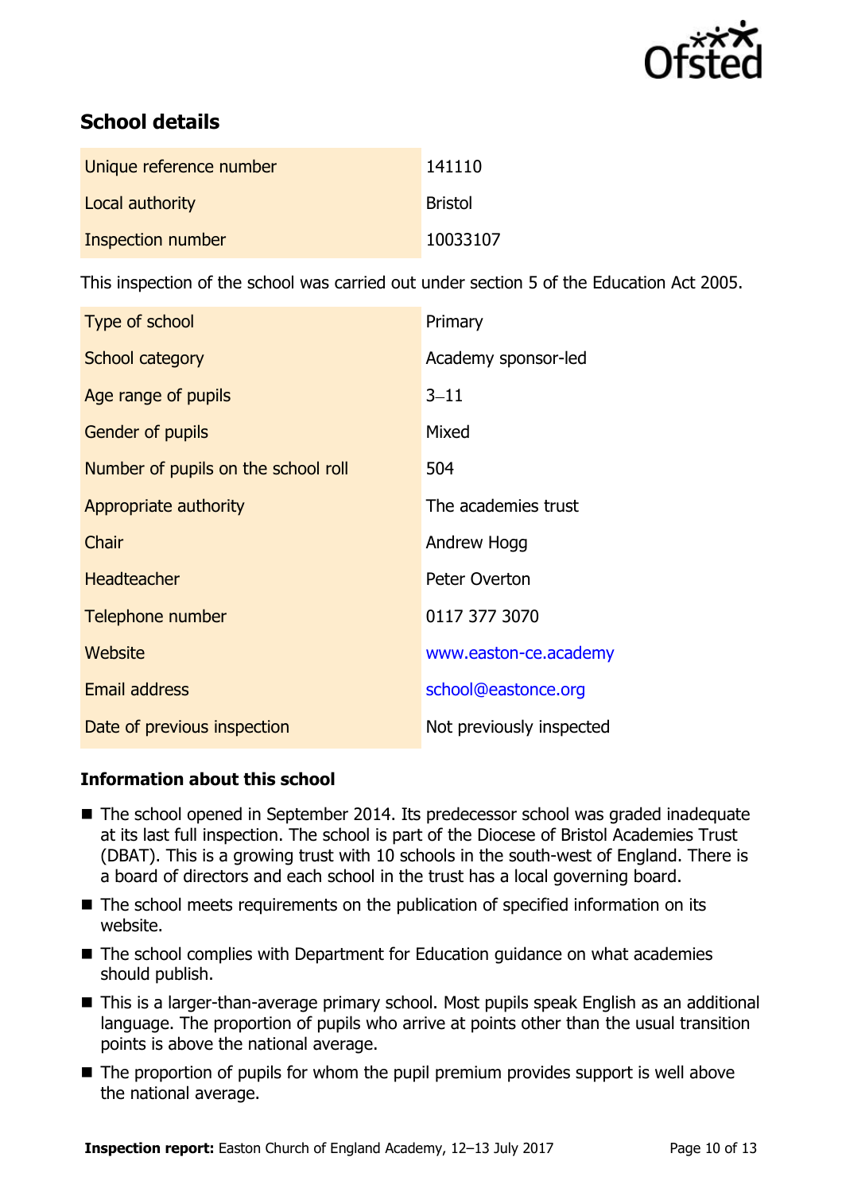## School details

| Unique reference number | 141110 |
|---|---|
| Local authority | Bristol |
| Inspection number | 10033107 |

This inspection of the school was carried out under section 5 of the Education Act 2005.

| Type of school | Primary |
|---|---|
| School category | Academy sponsor-led |
| Age range of pupils | 3–11 |
| Gender of pupils | Mixed |
| Number of pupils on the school roll | 504 |
| Appropriate authority | The academies trust |
| Chair | Andrew Hogg |
| Headteacher | Peter Overton |
| Telephone number | 0117 377 3070 |
| Website | www.easton-ce.academy |
| Email address | school@eastonce.org |
| Date of previous inspection | Not previously inspected |

### Information about this school

- The school opened in September 2014. Its predecessor school was graded inadequate at its last full inspection. The school is part of the Diocese of Bristol Academies Trust (DBAT). This is a growing trust with 10 schools in the south-west of England. There is a board of directors and each school in the trust has a local governing board.
- The school meets requirements on the publication of specified information on its website.
- The school complies with Department for Education guidance on what academies should publish.
- This is a larger-than-average primary school. Most pupils speak English as an additional language. The proportion of pupils who arrive at points other than the usual transition points is above the national average.
- The proportion of pupils for whom the pupil premium provides support is well above the national average.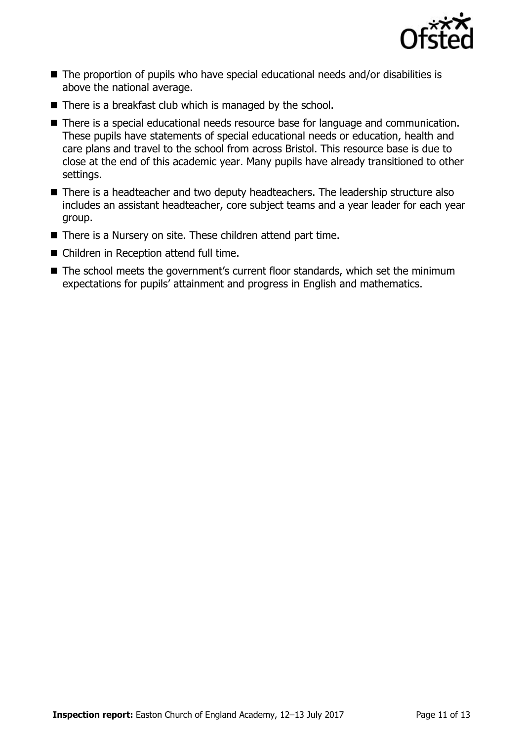- The proportion of pupils who have special educational needs and/or disabilities is above the national average.
- There is a breakfast club which is managed by the school.
- There is a special educational needs resource base for language and communication. These pupils have statements of special educational needs or education, health and care plans and travel to the school from across Bristol. This resource base is due to close at the end of this academic year. Many pupils have already transitioned to other settings.
- There is a headteacher and two deputy headteachers. The leadership structure also includes an assistant headteacher, core subject teams and a year leader for each year group.
- There is a Nursery on site. These children attend part time.
- Children in Reception attend full time.
- The school meets the government's current floor standards, which set the minimum expectations for pupils' attainment and progress in English and mathematics.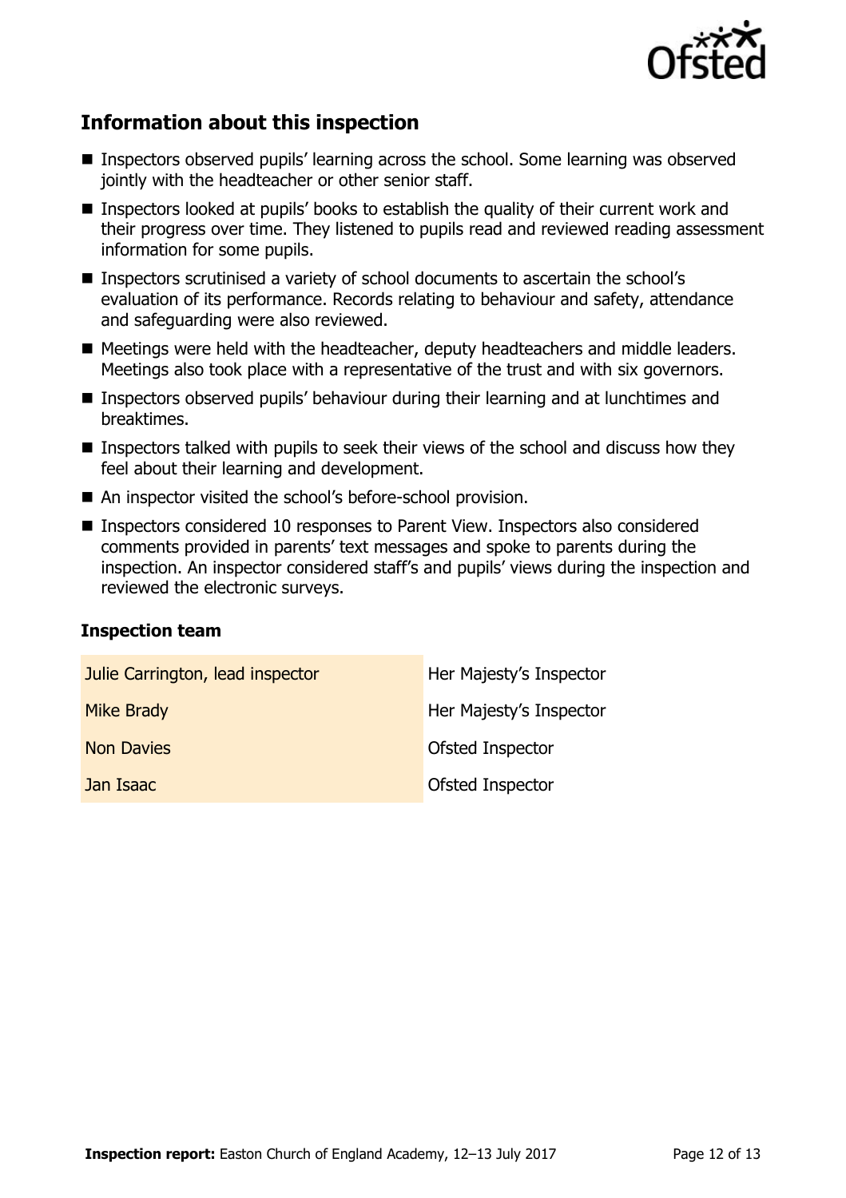## Information about this inspection

- Inspectors observed pupils' learning across the school. Some learning was observed jointly with the headteacher or other senior staff.
- Inspectors looked at pupils' books to establish the quality of their current work and their progress over time. They listened to pupils read and reviewed reading assessment information for some pupils.
- Inspectors scrutinised a variety of school documents to ascertain the school's evaluation of its performance. Records relating to behaviour and safety, attendance and safeguarding were also reviewed.
- Meetings were held with the headteacher, deputy headteachers and middle leaders. Meetings also took place with a representative of the trust and with six governors.
- Inspectors observed pupils' behaviour during their learning and at lunchtimes and breaktimes.
- Inspectors talked with pupils to seek their views of the school and discuss how they feel about their learning and development.
- An inspector visited the school's before-school provision.
- Inspectors considered 10 responses to Parent View. Inspectors also considered comments provided in parents' text messages and spoke to parents during the inspection. An inspector considered staff's and pupils' views during the inspection and reviewed the electronic surveys.

### Inspection team

| | |
|---|---|
| Julie Carrington, lead inspector | Her Majesty's Inspector |
| Mike Brady | Her Majesty's Inspector |
| Non Davies | Ofsted Inspector |
| Jan Isaac | Ofsted Inspector |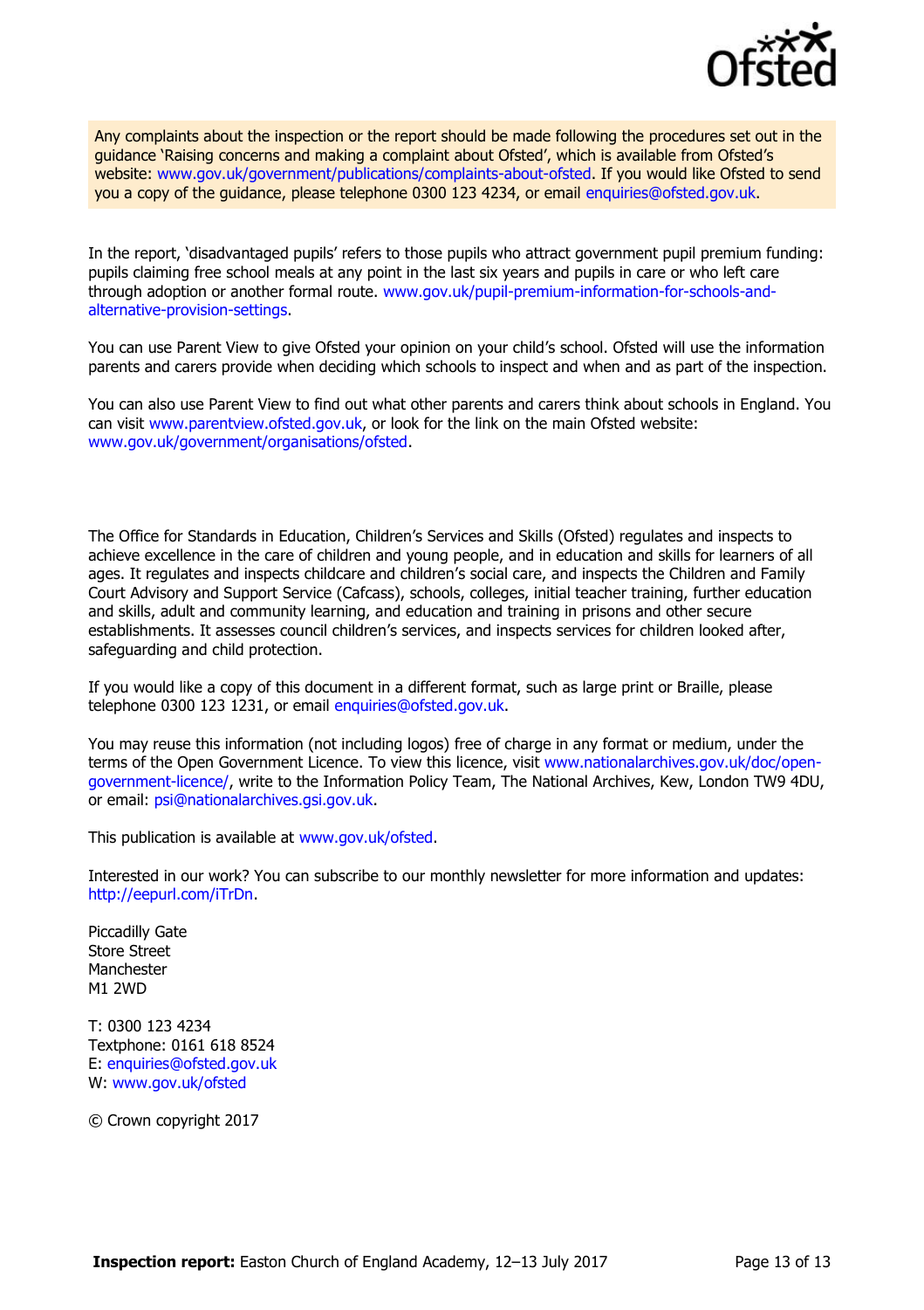Any complaints about the inspection or the report should be made following the procedures set out in the guidance 'Raising concerns and making a complaint about Ofsted', which is available from Ofsted's website: www.gov.uk/government/publications/complaints-about-ofsted. If you would like Ofsted to send you a copy of the guidance, please telephone 0300 123 4234, or email enquiries@ofsted.gov.uk.

In the report, 'disadvantaged pupils' refers to those pupils who attract government pupil premium funding: pupils claiming free school meals at any point in the last six years and pupils in care or who left care through adoption or another formal route. www.gov.uk/pupil-premium-information-for-schools-and-alternative-provision-settings.

You can use Parent View to give Ofsted your opinion on your child's school. Ofsted will use the information parents and carers provide when deciding which schools to inspect and when and as part of the inspection.

You can also use Parent View to find out what other parents and carers think about schools in England. You can visit www.parentview.ofsted.gov.uk, or look for the link on the main Ofsted website: www.gov.uk/government/organisations/ofsted.

The Office for Standards in Education, Children's Services and Skills (Ofsted) regulates and inspects to achieve excellence in the care of children and young people, and in education and skills for learners of all ages. It regulates and inspects childcare and children's social care, and inspects the Children and Family Court Advisory and Support Service (Cafcass), schools, colleges, initial teacher training, further education and skills, adult and community learning, and education and training in prisons and other secure establishments. It assesses council children's services, and inspects services for children looked after, safeguarding and child protection.

If you would like a copy of this document in a different format, such as large print or Braille, please telephone 0300 123 1231, or email enquiries@ofsted.gov.uk.

You may reuse this information (not including logos) free of charge in any format or medium, under the terms of the Open Government Licence. To view this licence, visit www.nationalarchives.gov.uk/doc/open-government-licence/, write to the Information Policy Team, The National Archives, Kew, London TW9 4DU, or email: psi@nationalarchives.gsi.gov.uk.

This publication is available at www.gov.uk/ofsted.

Interested in our work? You can subscribe to our monthly newsletter for more information and updates: http://eepurl.com/iTrDn.

Piccadilly Gate
Store Street
Manchester
M1 2WD

T: 0300 123 4234
Textphone: 0161 618 8524
E: enquiries@ofsted.gov.uk
W: www.gov.uk/ofsted

© Crown copyright 2017